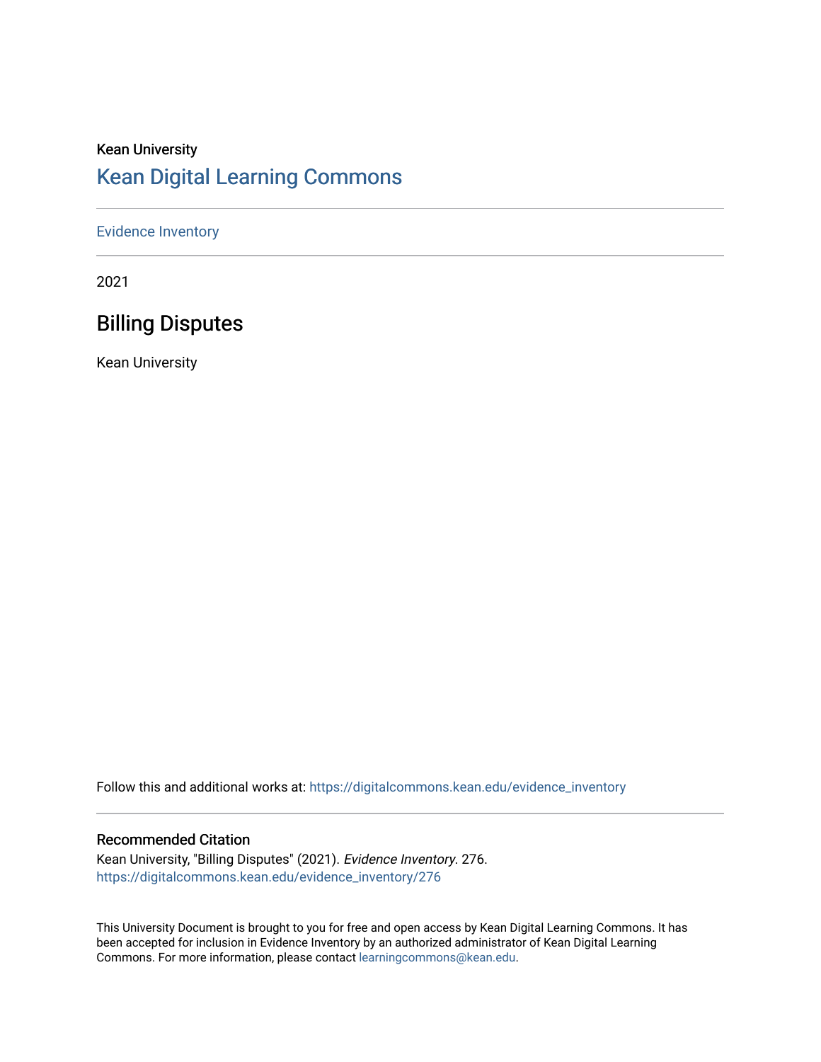Kean University

## Kean Digital Learning Commons

Evidence Inventory

2021

# Billing Disputes

Kean University

Follow this and additional works at: https://digitalcommons.kean.edu/evidence_inventory

### Recommended Citation

Kean University, "Billing Disputes" (2021). *Evidence Inventory*. 276.
https://digitalcommons.kean.edu/evidence_inventory/276

This University Document is brought to you for free and open access by Kean Digital Learning Commons. It has been accepted for inclusion in Evidence Inventory by an authorized administrator of Kean Digital Learning Commons. For more information, please contact learningcommons@kean.edu.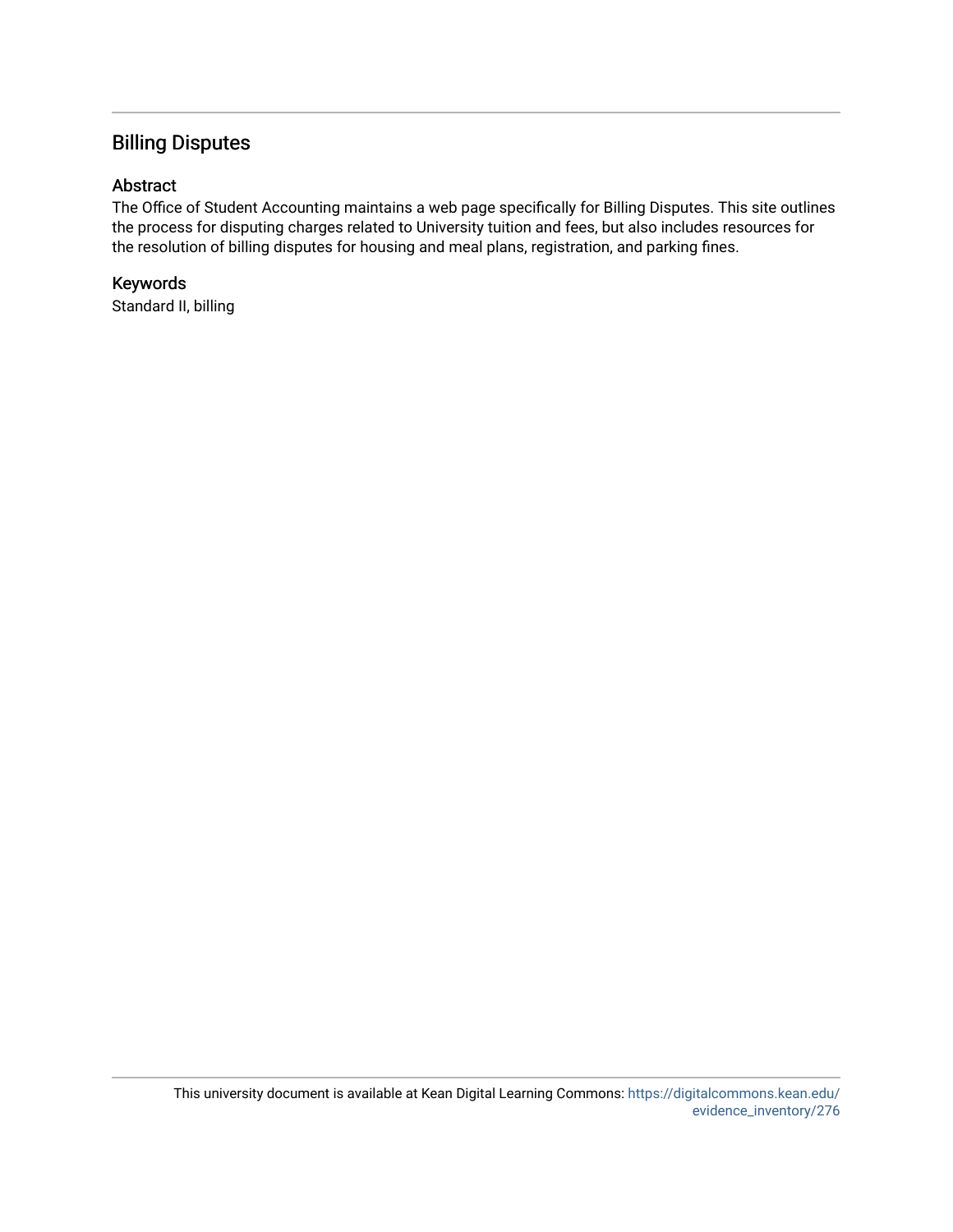## Billing Disputes

### Abstract

The Office of Student Accounting maintains a web page specifically for Billing Disputes. This site outlines the process for disputing charges related to University tuition and fees, but also includes resources for the resolution of billing disputes for housing and meal plans, registration, and parking fines.

### Keywords

Standard II, billing

This university document is available at Kean Digital Learning Commons: https://digitalcommons.kean.edu/evidence_inventory/276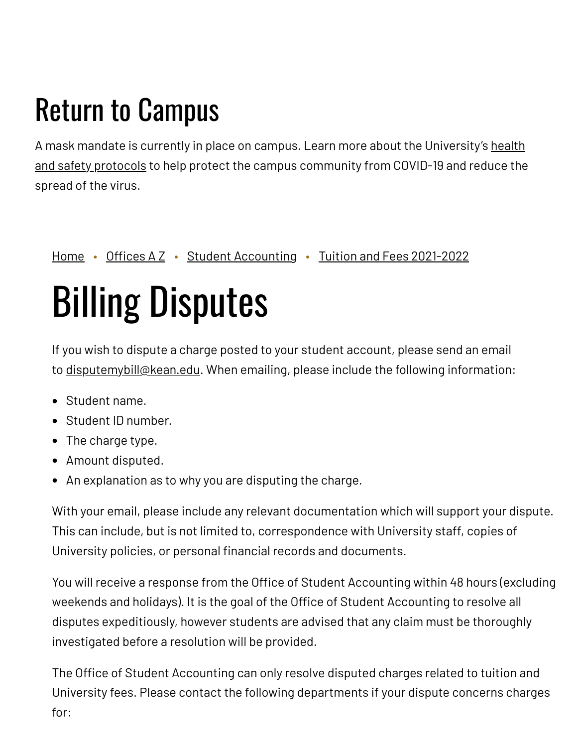# Return to Campus

A mask mandate is currently in place on campus. Learn more about the University's health and safety protocols to help protect the campus community from COVID-19 and reduce the spread of the virus.

Home • Offices A Z • Student Accounting • Tuition and Fees 2021-2022

# Billing Disputes

If you wish to dispute a charge posted to your student account, please send an email to disputemybill@kean.edu. When emailing, please include the following information:

- Student name.
- Student ID number.
- The charge type.
- Amount disputed.
- An explanation as to why you are disputing the charge.

With your email, please include any relevant documentation which will support your dispute. This can include, but is not limited to, correspondence with University staff, copies of University policies, or personal financial records and documents.

You will receive a response from the Office of Student Accounting within 48 hours (excluding weekends and holidays). It is the goal of the Office of Student Accounting to resolve all disputes expeditiously, however students are advised that any claim must be thoroughly investigated before a resolution will be provided.

The Office of Student Accounting can only resolve disputed charges related to tuition and University fees. Please contact the following departments if your dispute concerns charges for: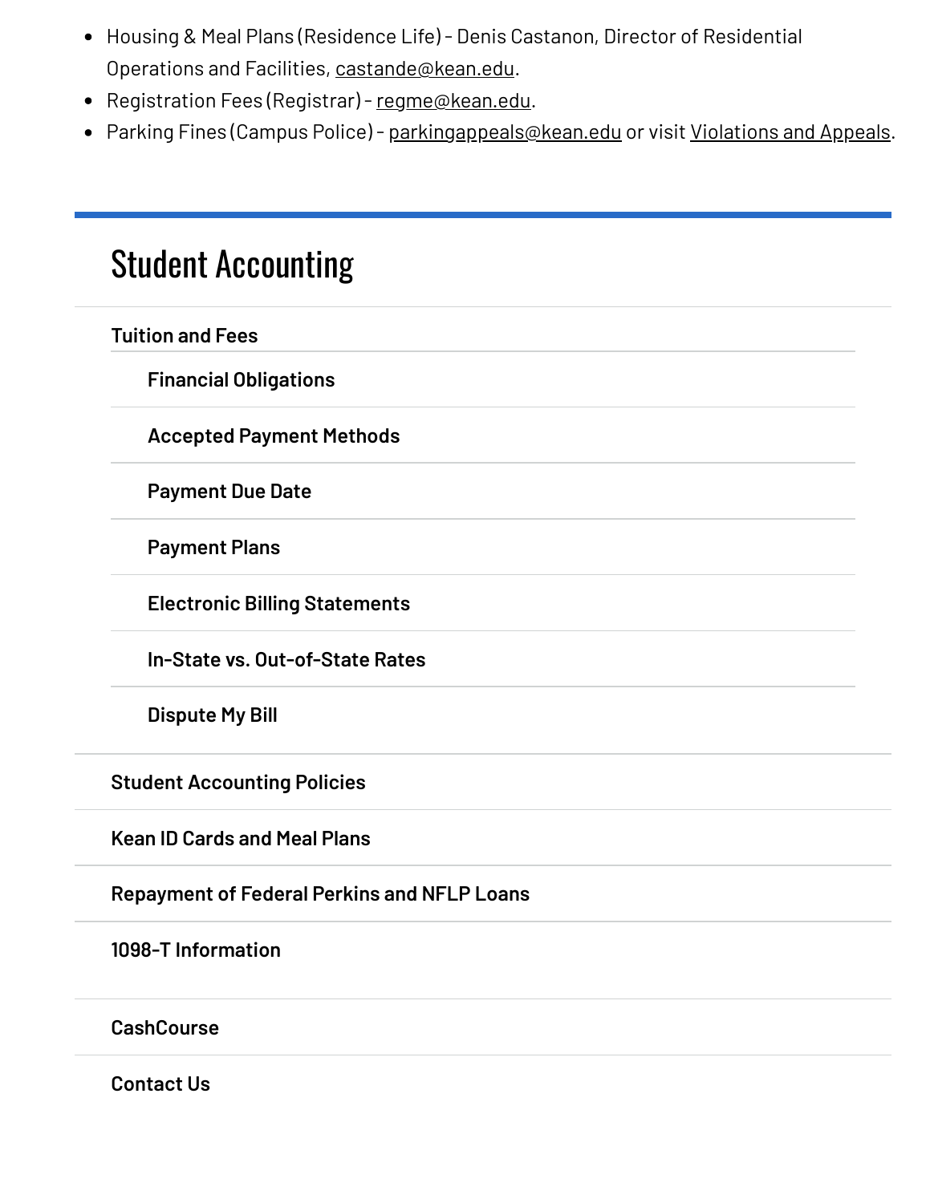- Housing & Meal Plans (Residence Life) - Denis Castanon, Director of Residential Operations and Facilities, castande@kean.edu.
- Registration Fees (Registrar) - regme@kean.edu.
- Parking Fines (Campus Police) - parkingappeals@kean.edu or visit Violations and Appeals.

---

# Student Accounting

**Tuition and Fees**

- **Financial Obligations**
- **Accepted Payment Methods**
- **Payment Due Date**
- **Payment Plans**
- **Electronic Billing Statements**
- **In-State vs. Out-of-State Rates**
- **Dispute My Bill**

**Student Accounting Policies**

**Kean ID Cards and Meal Plans**

**Repayment of Federal Perkins and NFLP Loans**

**1098-T Information**

**CashCourse**

**Contact Us**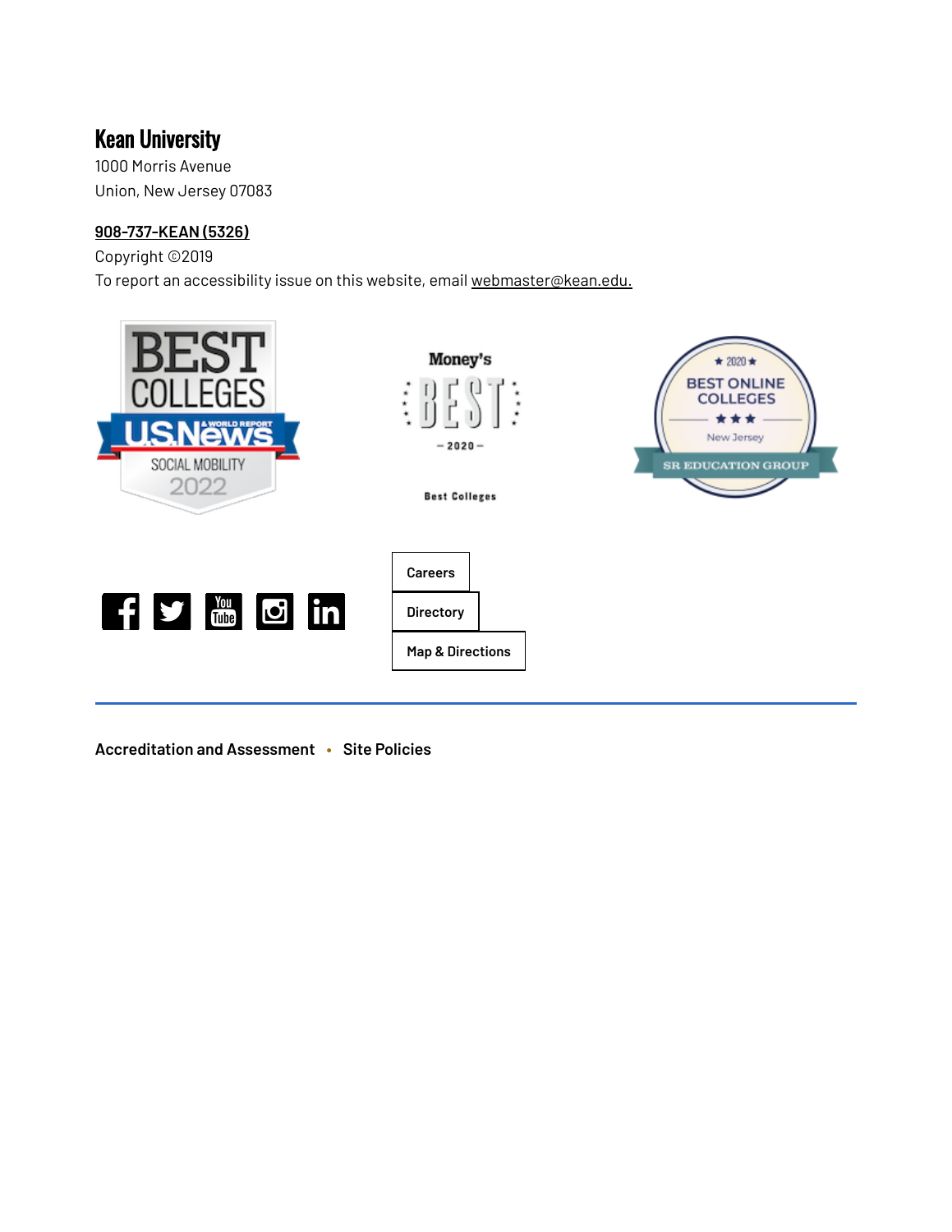**Kean University**

1000 Morris Avenue
Union, New Jersey 07083

908-737-KEAN (5326)

Copyright ©2019

To report an accessibility issue on this website, email webmaster@kean.edu.

BEST COLLEGES
U.S. News & WORLD REPORT
SOCIAL MOBILITY
2022

Money's
BEST
2020
Best Colleges

2020
BEST ONLINE COLLEGES
New Jersey
SR EDUCATION GROUP

Careers

Directory

Map & Directions

---

Accreditation and Assessment • Site Policies